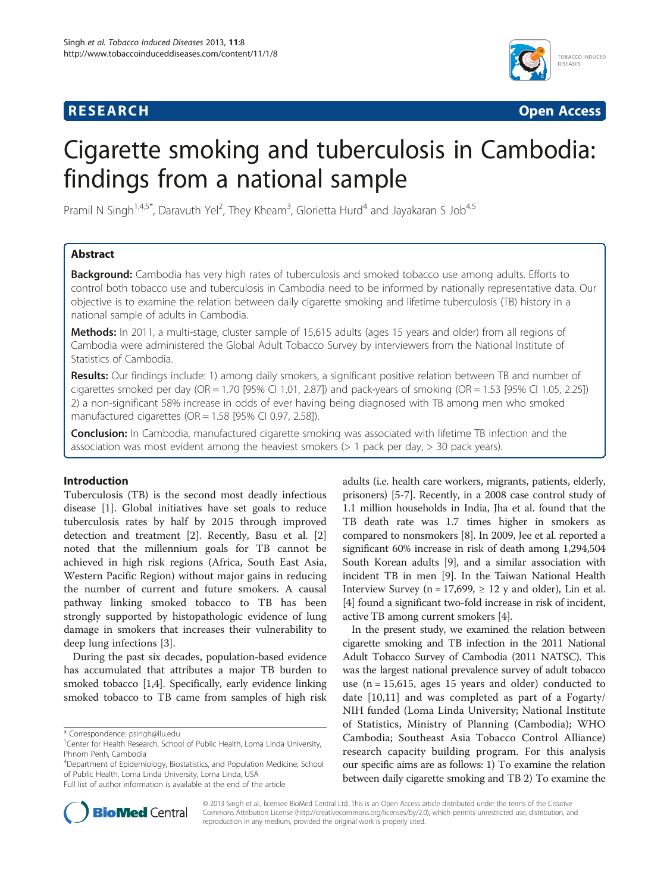**RESEARCH** **Open Access**

# Cigarette smoking and tuberculosis in Cambodia: findings from a national sample

Pramil N Singh[1,4,5*], Daravuth Yel[2], They Kheam[3], Glorietta Hurd[4] and Jayakaran S Job[4,5]

## Abstract

**Background:** Cambodia has very high rates of tuberculosis and smoked tobacco use among adults. Efforts to control both tobacco use and tuberculosis in Cambodia need to be informed by nationally representative data. Our objective is to examine the relation between daily cigarette smoking and lifetime tuberculosis (TB) history in a national sample of adults in Cambodia.

**Methods:** In 2011, a multi-stage, cluster sample of 15,615 adults (ages 15 years and older) from all regions of Cambodia were administered the Global Adult Tobacco Survey by interviewers from the National Institute of Statistics of Cambodia.

**Results:** Our findings include: 1) among daily smokers, a significant positive relation between TB and number of cigarettes smoked per day (OR = 1.70 [95% CI 1.01, 2.87]) and pack-years of smoking (OR = 1.53 [95% CI 1.05, 2.25]) 2) a non-significant 58% increase in odds of ever having being diagnosed with TB among men who smoked manufactured cigarettes (OR = 1.58 [95% CI 0.97, 2.58]).

**Conclusion:** In Cambodia, manufactured cigarette smoking was associated with lifetime TB infection and the association was most evident among the heaviest smokers (> 1 pack per day, > 30 pack years).

## Introduction

Tuberculosis (TB) is the second most deadly infectious disease [1]. Global initiatives have set goals to reduce tuberculosis rates by half by 2015 through improved detection and treatment [2]. Recently, Basu et al. [2] noted that the millennium goals for TB cannot be achieved in high risk regions (Africa, South East Asia, Western Pacific Region) without major gains in reducing the number of current and future smokers. A causal pathway linking smoked tobacco to TB has been strongly supported by histopathologic evidence of lung damage in smokers that increases their vulnerability to deep lung infections [3].

During the past six decades, population-based evidence has accumulated that attributes a major TB burden to smoked tobacco [1,4]. Specifically, early evidence linking smoked tobacco to TB came from samples of high risk adults (i.e. health care workers, migrants, patients, elderly, prisoners) [5-7]. Recently, in a 2008 case control study of 1.1 million households in India, Jha et al. found that the TB death rate was 1.7 times higher in smokers as compared to nonsmokers [8]. In 2009, Jee et al. reported a significant 60% increase in risk of death among 1,294,504 South Korean adults [9], and a similar association with incident TB in men [9]. In the Taiwan National Health Interview Survey (n = 17,699, ≥ 12 y and older), Lin et al. [4] found a significant two-fold increase in risk of incident, active TB among current smokers [4].

In the present study, we examined the relation between cigarette smoking and TB infection in the 2011 National Adult Tobacco Survey of Cambodia (2011 NATSC). This was the largest national prevalence survey of adult tobacco use (n = 15,615, ages 15 years and older) conducted to date [10,11] and was completed as part of a Fogarty/NIH funded (Loma Linda University; National Institute of Statistics, Ministry of Planning (Cambodia); WHO Cambodia; Southeast Asia Tobacco Control Alliance) research capacity building program. For this analysis our specific aims are as follows: 1) To examine the relation between daily cigarette smoking and TB 2) To examine the

\* Correspondence: psingh@llu.edu
[1]Center for Health Research, School of Public Health, Loma Linda University, Phnom Penh, Cambodia
[4]Department of Epidemiology, Biostatistics, and Population Medicine, School of Public Health, Loma Linda University, Loma Linda, USA
Full list of author information is available at the end of the article

© 2013 Singh et al.; licensee BioMed Central Ltd. This is an Open Access article distributed under the terms of the Creative Commons Attribution License (http://creativecommons.org/licenses/by/2.0), which permits unrestricted use, distribution, and reproduction in any medium, provided the original work is properly cited.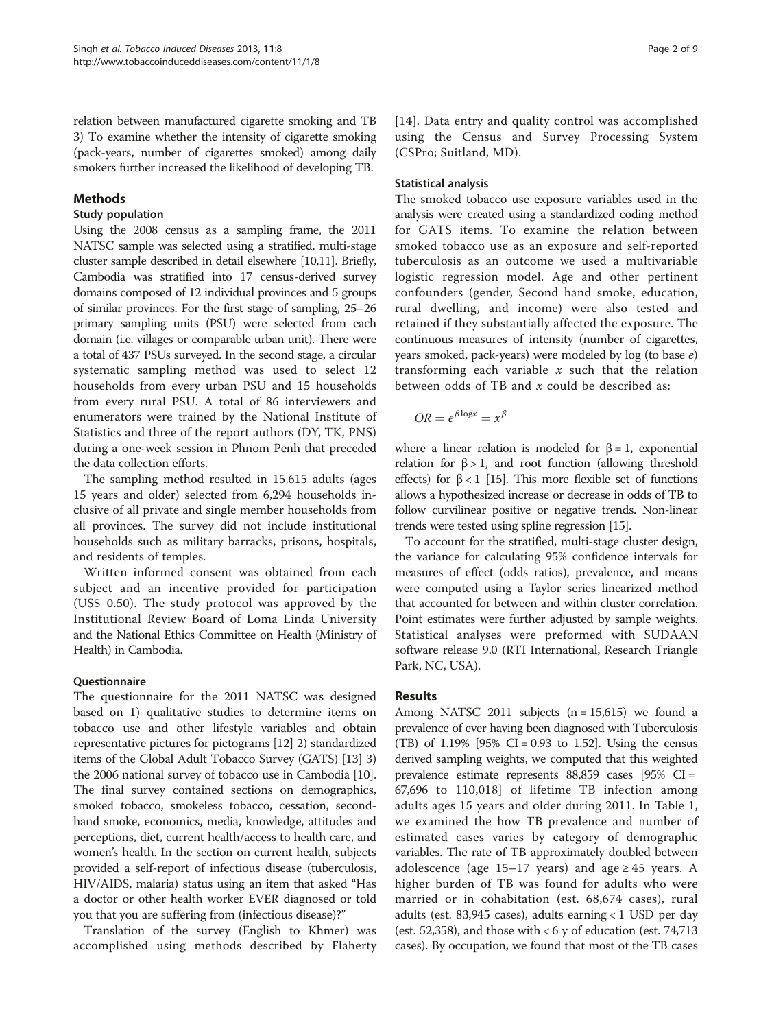relation between manufactured cigarette smoking and TB 3) To examine whether the intensity of cigarette smoking (pack-years, number of cigarettes smoked) among daily smokers further increased the likelihood of developing TB.

## Methods

### Study population

Using the 2008 census as a sampling frame, the 2011 NATSC sample was selected using a stratified, multi-stage cluster sample described in detail elsewhere [10,11]. Briefly, Cambodia was stratified into 17 census-derived survey domains composed of 12 individual provinces and 5 groups of similar provinces. For the first stage of sampling, 25–26 primary sampling units (PSU) were selected from each domain (i.e. villages or comparable urban unit). There were a total of 437 PSUs surveyed. In the second stage, a circular systematic sampling method was used to select 12 households from every urban PSU and 15 households from every rural PSU. A total of 86 interviewers and enumerators were trained by the National Institute of Statistics and three of the report authors (DY, TK, PNS) during a one-week session in Phnom Penh that preceded the data collection efforts.

The sampling method resulted in 15,615 adults (ages 15 years and older) selected from 6,294 households inclusive of all private and single member households from all provinces. The survey did not include institutional households such as military barracks, prisons, hospitals, and residents of temples.

Written informed consent was obtained from each subject and an incentive provided for participation (US$ 0.50). The study protocol was approved by the Institutional Review Board of Loma Linda University and the National Ethics Committee on Health (Ministry of Health) in Cambodia.

### Questionnaire

The questionnaire for the 2011 NATSC was designed based on 1) qualitative studies to determine items on tobacco use and other lifestyle variables and obtain representative pictures for pictograms [12] 2) standardized items of the Global Adult Tobacco Survey (GATS) [13] 3) the 2006 national survey of tobacco use in Cambodia [10]. The final survey contained sections on demographics, smoked tobacco, smokeless tobacco, cessation, second-hand smoke, economics, media, knowledge, attitudes and perceptions, diet, current health/access to health care, and women's health. In the section on current health, subjects provided a self-report of infectious disease (tuberculosis, HIV/AIDS, malaria) status using an item that asked "Has a doctor or other health worker EVER diagnosed or told you that you are suffering from (infectious disease)?"

Translation of the survey (English to Khmer) was accomplished using methods described by Flaherty [14]. Data entry and quality control was accomplished using the Census and Survey Processing System (CSPro; Suitland, MD).

### Statistical analysis

The smoked tobacco use exposure variables used in the analysis were created using a standardized coding method for GATS items. To examine the relation between smoked tobacco use as an exposure and self-reported tuberculosis as an outcome we used a multivariable logistic regression model. Age and other pertinent confounders (gender, Second hand smoke, education, rural dwelling, and income) were also tested and retained if they substantially affected the exposure. The continuous measures of intensity (number of cigarettes, years smoked, pack-years) were modeled by log (to base $e$) transforming each variable $x$ such that the relation between odds of TB and $x$ could be described as:

$$OR = e^{\beta \log x} = x^{\beta}$$

where a linear relation is modeled for $\beta = 1$, exponential relation for $\beta > 1$, and root function (allowing threshold effects) for $\beta < 1$ [15]. This more flexible set of functions allows a hypothesized increase or decrease in odds of TB to follow curvilinear positive or negative trends. Non-linear trends were tested using spline regression [15].

To account for the stratified, multi-stage cluster design, the variance for calculating 95% confidence intervals for measures of effect (odds ratios), prevalence, and means were computed using a Taylor series linearized method that accounted for between and within cluster correlation. Point estimates were further adjusted by sample weights. Statistical analyses were preformed with SUDAAN software release 9.0 (RTI International, Research Triangle Park, NC, USA).

## Results

Among NATSC 2011 subjects (n = 15,615) we found a prevalence of ever having been diagnosed with Tuberculosis (TB) of 1.19% [95% CI = 0.93 to 1.52]. Using the census derived sampling weights, we computed that this weighted prevalence estimate represents 88,859 cases [95% CI = 67,696 to 110,018] of lifetime TB infection among adults ages 15 years and older during 2011. In Table 1, we examined the how TB prevalence and number of estimated cases varies by category of demographic variables. The rate of TB approximately doubled between adolescence (age 15–17 years) and age ≥ 45 years. A higher burden of TB was found for adults who were married or in cohabitation (est. 68,674 cases), rural adults (est. 83,945 cases), adults earning < 1 USD per day (est. 52,358), and those with < 6 y of education (est. 74,713 cases). By occupation, we found that most of the TB cases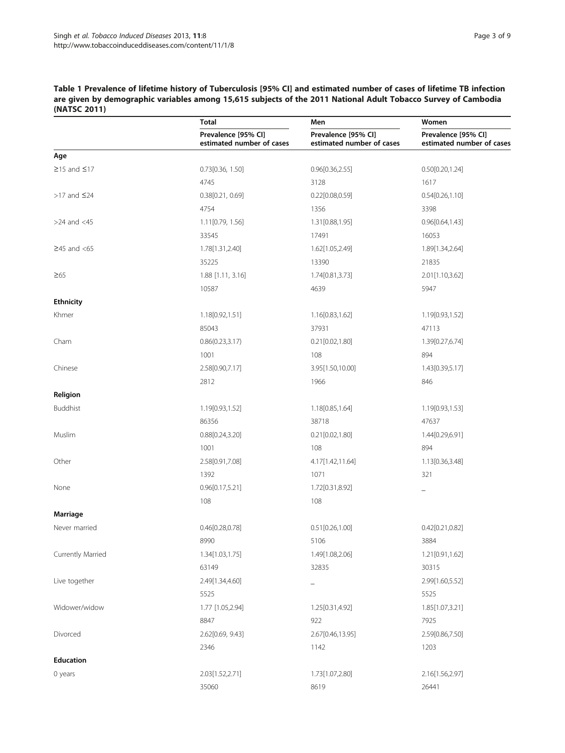**Table 1 Prevalence of lifetime history of Tuberculosis [95% CI] and estimated number of cases of lifetime TB infection are given by demographic variables among 15,615 subjects of the 2011 National Adult Tobacco Survey of Cambodia (NATSC 2011)**

| | Total | Men | Women |
|---|---|---|---|
| | Prevalence [95% CI] estimated number of cases | Prevalence [95% CI] estimated number of cases | Prevalence [95% CI] estimated number of cases |
| **Age** | | | |
| ≥15 and ≤17 | 0.73[0.36, 1.50] | 0.96[0.36,2.55] | 0.50[0.20,1.24] |
| | 4745 | 3128 | 1617 |
| >17 and ≤24 | 0.38[0.21, 0.69] | 0.22[0.08,0.59] | 0.54[0.26,1.10] |
| | 4754 | 1356 | 3398 |
| >24 and <45 | 1.11[0.79, 1.56] | 1.31[0.88,1.95] | 0.96[0.64,1.43] |
| | 33545 | 17491 | 16053 |
| ≥45 and <65 | 1.78[1.31,2.40] | 1.62[1.05,2.49] | 1.89[1.34,2.64] |
| | 35225 | 13390 | 21835 |
| ≥65 | 1.88 [1.11, 3.16] | 1.74[0.81,3.73] | 2.01[1.10,3.62] |
| | 10587 | 4639 | 5947 |
| **Ethnicity** | | | |
| Khmer | 1.18[0.92,1.51] | 1.16[0.83,1.62] | 1.19[0.93,1.52] |
| | 85043 | 37931 | 47113 |
| Cham | 0.86(0.23,3.17) | 0.21[0.02,1.80] | 1.39[0.27,6.74] |
| | 1001 | 108 | 894 |
| Chinese | 2.58[0.90,7.17] | 3.95[1.50,10.00] | 1.43[0.39,5.17] |
| | 2812 | 1966 | 846 |
| **Religion** | | | |
| Buddhist | 1.19[0.93,1.52] | 1.18[0.85,1.64] | 1.19[0.93,1.53] |
| | 86356 | 38718 | 47637 |
| Muslim | 0.88[0.24,3.20] | 0.21[0.02,1.80] | 1.44[0.29,6.91] |
| | 1001 | 108 | 894 |
| Other | 2.58[0.91,7.08] | 4.17[1.42,11.64] | 1.13[0.36,3.48] |
| | 1392 | 1071 | 321 |
| None | 0.96[0.17,5.21] | 1.72[0.31,8.92] | _ |
| | 108 | 108 | |
| **Marriage** | | | |
| Never married | 0.46[0.28,0.78] | 0.51[0.26,1.00] | 0.42[0.21,0.82] |
| | 8990 | 5106 | 3884 |
| Currently Married | 1.34[1.03,1.75] | 1.49[1.08,2.06] | 1.21[0.91,1.62] |
| | 63149 | 32835 | 30315 |
| Live together | 2.49[1.34,4.60] | _ | 2.99[1.60,5.52] |
| | 5525 | | 5525 |
| Widower/widow | 1.77 [1.05,2.94] | 1.25[0.31,4.92] | 1.85[1.07,3.21] |
| | 8847 | 922 | 7925 |
| Divorced | 2.62[0.69, 9.43] | 2.67[0.46,13.95] | 2.59[0.86,7.50] |
| | 2346 | 1142 | 1203 |
| **Education** | | | |
| 0 years | 2.03[1.52,2.71] | 1.73[1.07,2.80] | 2.16[1.56,2.97] |
| | 35060 | 8619 | 26441 |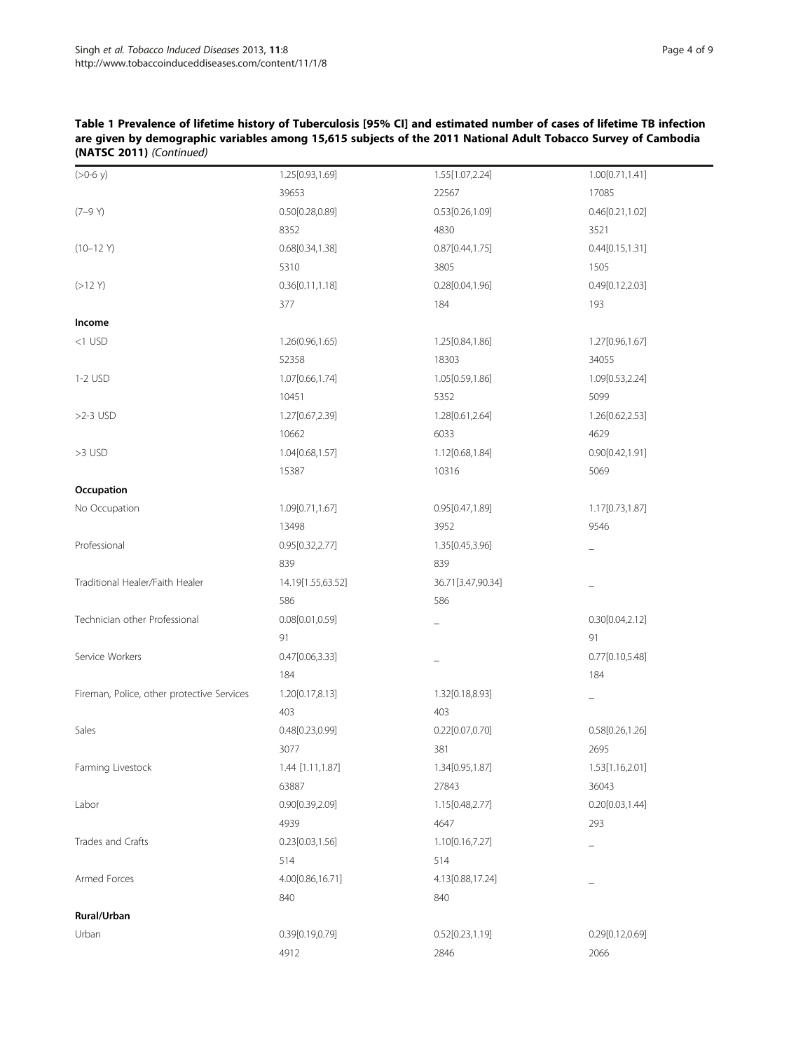**Table 1 Prevalence of lifetime history of Tuberculosis [95% CI] and estimated number of cases of lifetime TB infection are given by demographic variables among 15,615 subjects of the 2011 National Adult Tobacco Survey of Cambodia (NATSC 2011)** *(Continued)*

| | | | |
|---|---|---|---|
| (>0-6 y) | 1.25[0.93,1.69] | 1.55[1.07,2.24] | 1.00[0.71,1.41] |
| | 39653 | 22567 | 17085 |
| (7–9 Y) | 0.50[0.28,0.89] | 0.53[0.26,1.09] | 0.46[0.21,1.02] |
| | 8352 | 4830 | 3521 |
| (10–12 Y) | 0.68[0.34,1.38] | 0.87[0.44,1.75] | 0.44[0.15,1.31] |
| | 5310 | 3805 | 1505 |
| (>12 Y) | 0.36[0.11,1.18] | 0.28[0.04,1.96] | 0.49[0.12,2.03] |
| | 377 | 184 | 193 |
| **Income** | | | |
| <1 USD | 1.26(0.96,1.65) | 1.25[0.84,1.86] | 1.27[0.96,1.67] |
| | 52358 | 18303 | 34055 |
| 1-2 USD | 1.07[0.66,1.74] | 1.05[0.59,1.86] | 1.09[0.53,2.24] |
| | 10451 | 5352 | 5099 |
| >2-3 USD | 1.27[0.67,2.39] | 1.28[0.61,2.64] | 1.26[0.62,2.53] |
| | 10662 | 6033 | 4629 |
| >3 USD | 1.04[0.68,1.57] | 1.12[0.68,1.84] | 0.90[0.42,1.91] |
| | 15387 | 10316 | 5069 |
| **Occupation** | | | |
| No Occupation | 1.09[0.71,1.67] | 0.95[0.47,1.89] | 1.17[0.73,1.87] |
| | 13498 | 3952 | 9546 |
| Professional | 0.95[0.32,2.77] | 1.35[0.45,3.96] | _ |
| | 839 | 839 | |
| Traditional Healer/Faith Healer | 14.19[1.55,63.52] | 36.71[3.47,90.34] | _ |
| | 586 | 586 | |
| Technician other Professional | 0.08[0.01,0.59] | _ | 0.30[0.04,2.12] |
| | 91 | | 91 |
| Service Workers | 0.47[0.06,3.33] | _ | 0.77[0.10,5.48] |
| | 184 | | 184 |
| Fireman, Police, other protective Services | 1.20[0.17,8.13] | 1.32[0.18,8.93] | _ |
| | 403 | 403 | |
| Sales | 0.48[0.23,0.99] | 0.22[0.07,0.70] | 0.58[0.26,1.26] |
| | 3077 | 381 | 2695 |
| Farming Livestock | 1.44 [1.11,1.87] | 1.34[0.95,1.87] | 1.53[1.16,2.01] |
| | 63887 | 27843 | 36043 |
| Labor | 0.90[0.39,2.09] | 1.15[0.48,2.77] | 0.20[0.03,1.44] |
| | 4939 | 4647 | 293 |
| Trades and Crafts | 0.23[0.03,1.56] | 1.10[0.16,7.27] | _ |
| | 514 | 514 | |
| Armed Forces | 4.00[0.86,16.71] | 4.13[0.88,17.24] | _ |
| | 840 | 840 | |
| **Rural/Urban** | | | |
| Urban | 0.39[0.19,0.79] | 0.52[0.23,1.19] | 0.29[0.12,0.69] |
| | 4912 | 2846 | 2066 |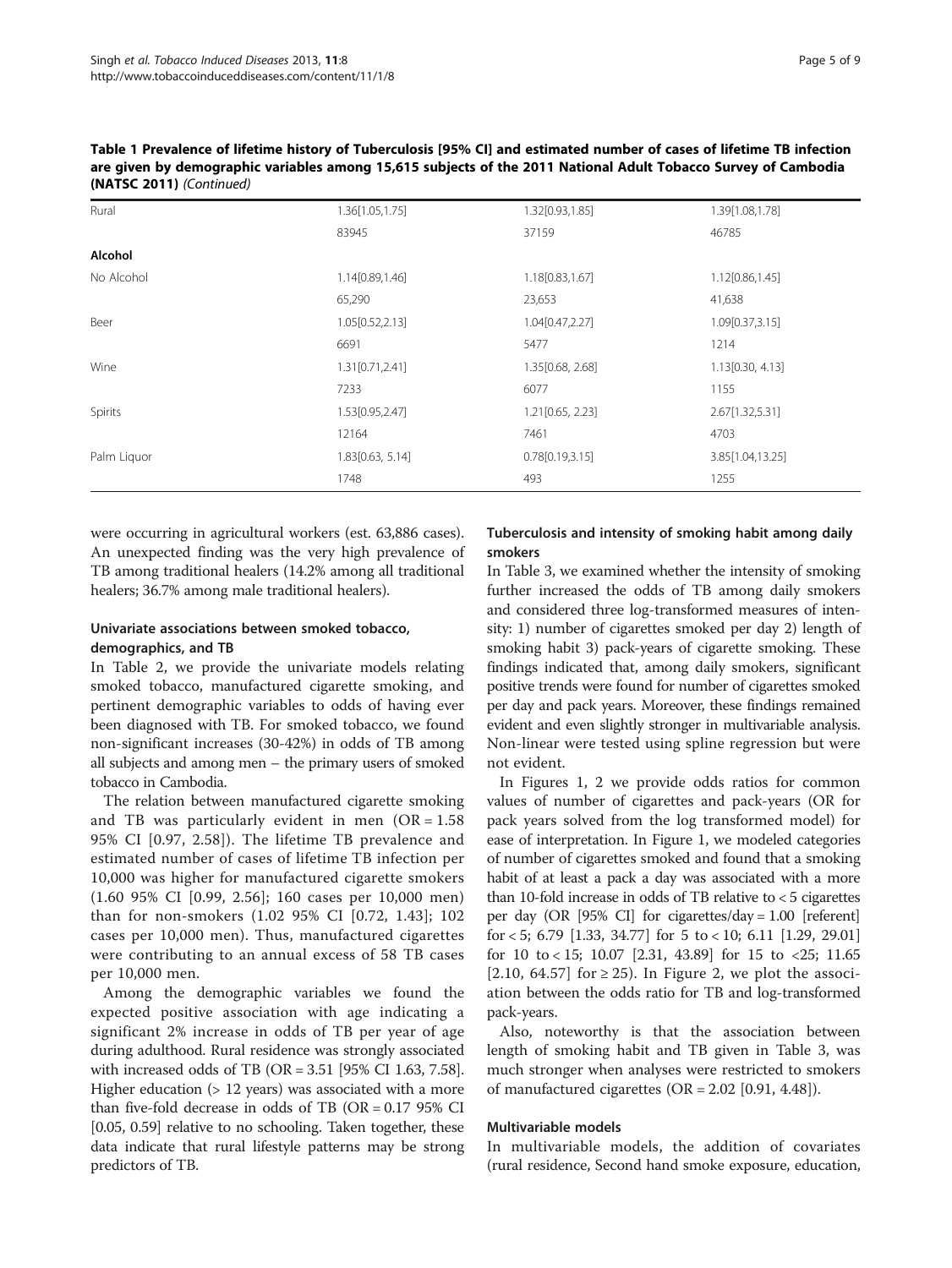**Table 1 Prevalence of lifetime history of Tuberculosis [95% CI] and estimated number of cases of lifetime TB infection are given by demographic variables among 15,615 subjects of the 2011 National Adult Tobacco Survey of Cambodia (NATSC 2011)** *(Continued)*

| | | | |
|---|---|---|---|
| Rural | 1.36[1.05,1.75] | 1.32[0.93,1.85] | 1.39[1.08,1.78] |
| | 83945 | 37159 | 46785 |
| **Alcohol** | | | |
| No Alcohol | 1.14[0.89,1.46] | 1.18[0.83,1.67] | 1.12[0.86,1.45] |
| | 65,290 | 23,653 | 41,638 |
| Beer | 1.05[0.52,2.13] | 1.04[0.47,2.27] | 1.09[0.37,3.15] |
| | 6691 | 5477 | 1214 |
| Wine | 1.31[0.71,2.41] | 1.35[0.68, 2.68] | 1.13[0.30, 4.13] |
| | 7233 | 6077 | 1155 |
| Spirits | 1.53[0.95,2.47] | 1.21[0.65, 2.23] | 2.67[1.32,5.31] |
| | 12164 | 7461 | 4703 |
| Palm Liquor | 1.83[0.63, 5.14] | 0.78[0.19,3.15] | 3.85[1.04,13.25] |
| | 1748 | 493 | 1255 |

were occurring in agricultural workers (est. 63,886 cases). An unexpected finding was the very high prevalence of TB among traditional healers (14.2% among all traditional healers; 36.7% among male traditional healers).

### Univariate associations between smoked tobacco, demographics, and TB

In Table 2, we provide the univariate models relating smoked tobacco, manufactured cigarette smoking, and pertinent demographic variables to odds of having ever been diagnosed with TB. For smoked tobacco, we found non-significant increases (30-42%) in odds of TB among all subjects and among men – the primary users of smoked tobacco in Cambodia.

The relation between manufactured cigarette smoking and TB was particularly evident in men (OR = 1.58 95% CI [0.97, 2.58]). The lifetime TB prevalence and estimated number of cases of lifetime TB infection per 10,000 was higher for manufactured cigarette smokers (1.60 95% CI [0.99, 2.56]; 160 cases per 10,000 men) than for non-smokers (1.02 95% CI [0.72, 1.43]; 102 cases per 10,000 men). Thus, manufactured cigarettes were contributing to an annual excess of 58 TB cases per 10,000 men.

Among the demographic variables we found the expected positive association with age indicating a significant 2% increase in odds of TB per year of age during adulthood. Rural residence was strongly associated with increased odds of TB (OR = 3.51 [95% CI 1.63, 7.58]. Higher education (> 12 years) was associated with a more than five-fold decrease in odds of TB (OR = 0.17 95% CI [0.05, 0.59] relative to no schooling. Taken together, these data indicate that rural lifestyle patterns may be strong predictors of TB.

### Tuberculosis and intensity of smoking habit among daily smokers

In Table 3, we examined whether the intensity of smoking further increased the odds of TB among daily smokers and considered three log-transformed measures of intensity: 1) number of cigarettes smoked per day 2) length of smoking habit 3) pack-years of cigarette smoking. These findings indicated that, among daily smokers, significant positive trends were found for number of cigarettes smoked per day and pack years. Moreover, these findings remained evident and even slightly stronger in multivariable analysis. Non-linear were tested using spline regression but were not evident.

In Figures 1, 2 we provide odds ratios for common values of number of cigarettes and pack-years (OR for pack years solved from the log transformed model) for ease of interpretation. In Figure 1, we modeled categories of number of cigarettes smoked and found that a smoking habit of at least a pack a day was associated with a more than 10-fold increase in odds of TB relative to < 5 cigarettes per day (OR [95% CI] for cigarettes/day = 1.00 [referent] for < 5; 6.79 [1.33, 34.77] for 5 to < 10; 6.11 [1.29, 29.01] for 10 to < 15; 10.07 [2.31, 43.89] for 15 to <25; 11.65 [2.10, 64.57] for ≥ 25). In Figure 2, we plot the association between the odds ratio for TB and log-transformed pack-years.

Also, noteworthy is that the association between length of smoking habit and TB given in Table 3, was much stronger when analyses were restricted to smokers of manufactured cigarettes (OR = 2.02 [0.91, 4.48]).

### Multivariable models

In multivariable models, the addition of covariates (rural residence, Second hand smoke exposure, education,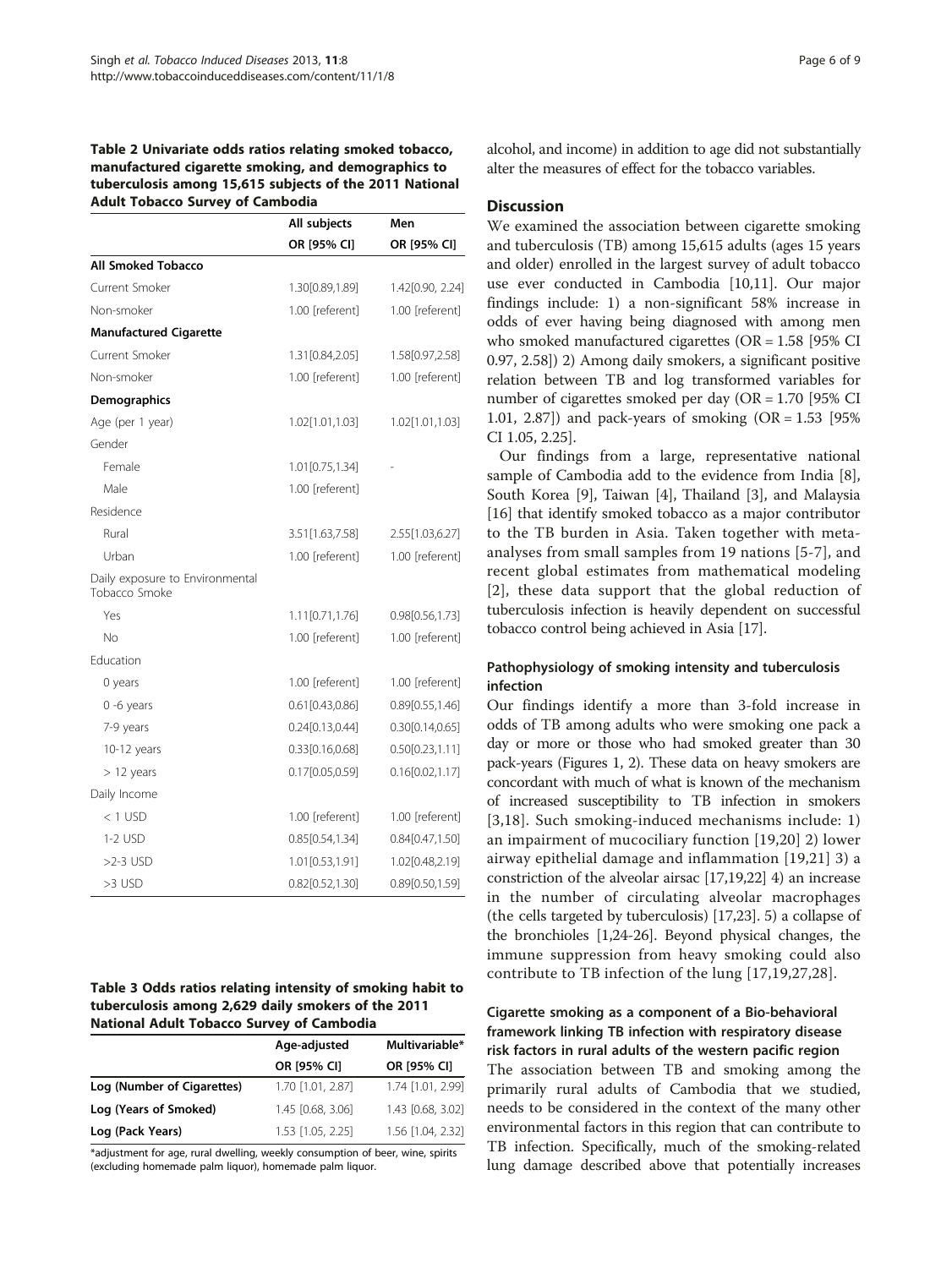**Table 2 Univariate odds ratios relating smoked tobacco, manufactured cigarette smoking, and demographics to tuberculosis among 15,615 subjects of the 2011 National Adult Tobacco Survey of Cambodia**

| | All subjects | Men |
|---|---|---|
| | OR [95% CI] | OR [95% CI] |
| **All Smoked Tobacco** | | |
| Current Smoker | 1.30[0.89,1.89] | 1.42[0.90, 2.24] |
| Non-smoker | 1.00 [referent] | 1.00 [referent] |
| **Manufactured Cigarette** | | |
| Current Smoker | 1.31[0.84,2.05] | 1.58[0.97,2.58] |
| Non-smoker | 1.00 [referent] | 1.00 [referent] |
| **Demographics** | | |
| Age (per 1 year) | 1.02[1.01,1.03] | 1.02[1.01,1.03] |
| Gender | | |
| Female | 1.01[0.75,1.34] | - |
| Male | 1.00 [referent] | |
| Residence | | |
| Rural | 3.51[1.63,7.58] | 2.55[1.03,6.27] |
| Urban | 1.00 [referent] | 1.00 [referent] |
| Daily exposure to Environmental Tobacco Smoke | | |
| Yes | 1.11[0.71,1.76] | 0.98[0.56,1.73] |
| No | 1.00 [referent] | 1.00 [referent] |
| Education | | |
| 0 years | 1.00 [referent] | 1.00 [referent] |
| 0 -6 years | 0.61[0.43,0.86] | 0.89[0.55,1.46] |
| 7-9 years | 0.24[0.13,0.44] | 0.30[0.14,0.65] |
| 10-12 years | 0.33[0.16,0.68] | 0.50[0.23,1.11] |
| > 12 years | 0.17[0.05,0.59] | 0.16[0.02,1.17] |
| Daily Income | | |
| < 1 USD | 1.00 [referent] | 1.00 [referent] |
| 1-2 USD | 0.85[0.54,1.34] | 0.84[0.47,1.50] |
| >2-3 USD | 1.01[0.53,1.91] | 1.02[0.48,2.19] |
| >3 USD | 0.82[0.52,1.30] | 0.89[0.50,1.59] |

**Table 3 Odds ratios relating intensity of smoking habit to tuberculosis among 2,629 daily smokers of the 2011 National Adult Tobacco Survey of Cambodia**

| | Age-adjusted | Multivariable* |
|---|---|---|
| | OR [95% CI] | OR [95% CI] |
| **Log (Number of Cigarettes)** | 1.70 [1.01, 2.87] | 1.74 [1.01, 2.99] |
| **Log (Years of Smoked)** | 1.45 [0.68, 3.06] | 1.43 [0.68, 3.02] |
| **Log (Pack Years)** | 1.53 [1.05, 2.25] | 1.56 [1.04, 2.32] |

*adjustment for age, rural dwelling, weekly consumption of beer, wine, spirits (excluding homemade palm liquor), homemade palm liquor.

alcohol, and income) in addition to age did not substantially alter the measures of effect for the tobacco variables.

## Discussion

We examined the association between cigarette smoking and tuberculosis (TB) among 15,615 adults (ages 15 years and older) enrolled in the largest survey of adult tobacco use ever conducted in Cambodia [10,11]. Our major findings include: 1) a non-significant 58% increase in odds of ever having being diagnosed with among men who smoked manufactured cigarettes (OR = 1.58 [95% CI 0.97, 2.58]) 2) Among daily smokers, a significant positive relation between TB and log transformed variables for number of cigarettes smoked per day (OR = 1.70 [95% CI 1.01, 2.87]) and pack-years of smoking (OR = 1.53 [95% CI 1.05, 2.25].

Our findings from a large, representative national sample of Cambodia add to the evidence from India [8], South Korea [9], Taiwan [4], Thailand [3], and Malaysia [16] that identify smoked tobacco as a major contributor to the TB burden in Asia. Taken together with meta-analyses from small samples from 19 nations [5-7], and recent global estimates from mathematical modeling [2], these data support that the global reduction of tuberculosis infection is heavily dependent on successful tobacco control being achieved in Asia [17].

### Pathophysiology of smoking intensity and tuberculosis infection

Our findings identify a more than 3-fold increase in odds of TB among adults who were smoking one pack a day or more or those who had smoked greater than 30 pack-years (Figures 1, 2). These data on heavy smokers are concordant with much of what is known of the mechanism of increased susceptibility to TB infection in smokers [3,18]. Such smoking-induced mechanisms include: 1) an impairment of mucociliary function [19,20] 2) lower airway epithelial damage and inflammation [19,21] 3) a constriction of the alveolar airsac [17,19,22] 4) an increase in the number of circulating alveolar macrophages (the cells targeted by tuberculosis) [17,23]. 5) a collapse of the bronchioles [1,24-26]. Beyond physical changes, the immune suppression from heavy smoking could also contribute to TB infection of the lung [17,19,27,28].

### Cigarette smoking as a component of a Bio-behavioral framework linking TB infection with respiratory disease risk factors in rural adults of the western pacific region

The association between TB and smoking among the primarily rural adults of Cambodia that we studied, needs to be considered in the context of the many other environmental factors in this region that can contribute to TB infection. Specifically, much of the smoking-related lung damage described above that potentially increases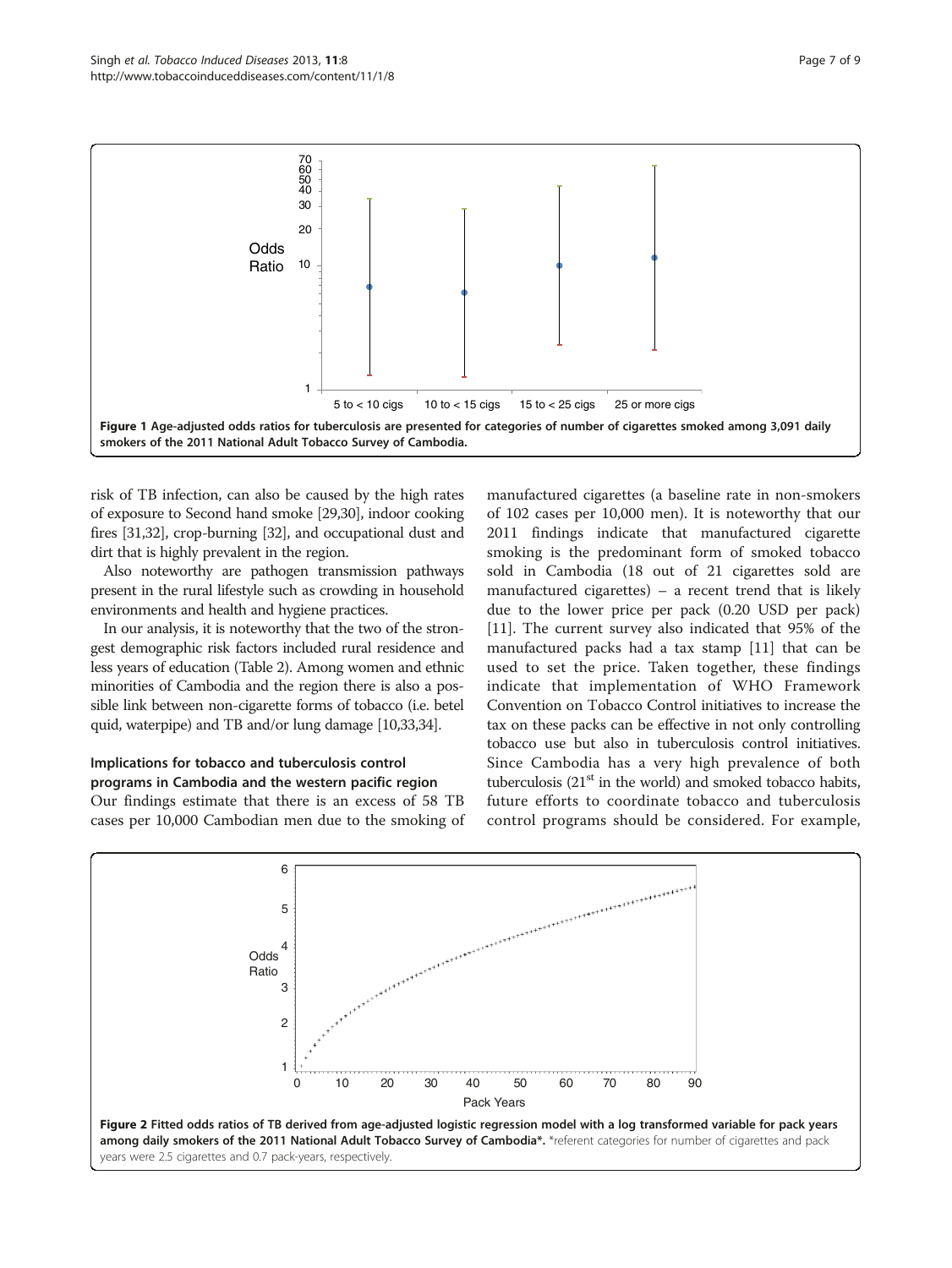Figure 1 Age-adjusted odds ratios for tuberculosis are presented for categories of number of cigarettes smoked among 3,091 daily smokers of the 2011 National Adult Tobacco Survey of Cambodia.

risk of TB infection, can also be caused by the high rates of exposure to Second hand smoke [29,30], indoor cooking fires [31,32], crop-burning [32], and occupational dust and dirt that is highly prevalent in the region.

Also noteworthy are pathogen transmission pathways present in the rural lifestyle such as crowding in household environments and health and hygiene practices.

In our analysis, it is noteworthy that the two of the strongest demographic risk factors included rural residence and less years of education (Table 2). Among women and ethnic minorities of Cambodia and the region there is also a possible link between non-cigarette forms of tobacco (i.e. betel quid, waterpipe) and TB and/or lung damage [10,33,34].

### Implications for tobacco and tuberculosis control programs in Cambodia and the western pacific region

Our findings estimate that there is an excess of 58 TB cases per 10,000 Cambodian men due to the smoking of manufactured cigarettes (a baseline rate in non-smokers of 102 cases per 10,000 men). It is noteworthy that our 2011 findings indicate that manufactured cigarette smoking is the predominant form of smoked tobacco sold in Cambodia (18 out of 21 cigarettes sold are manufactured cigarettes) – a recent trend that is likely due to the lower price per pack (0.20 USD per pack) [11]. The current survey also indicated that 95% of the manufactured packs had a tax stamp [11] that can be used to set the price. Taken together, these findings indicate that implementation of WHO Framework Convention on Tobacco Control initiatives to increase the tax on these packs can be effective in not only controlling tobacco use but also in tuberculosis control initiatives. Since Cambodia has a very high prevalence of both tuberculosis (21st in the world) and smoked tobacco habits, future efforts to coordinate tobacco and tuberculosis control programs should be considered. For example,

Figure 2 Fitted odds ratios of TB derived from age-adjusted logistic regression model with a log transformed variable for pack years among daily smokers of the 2011 National Adult Tobacco Survey of Cambodia*. *referent categories for number of cigarettes and pack years were 2.5 cigarettes and 0.7 pack-years, respectively.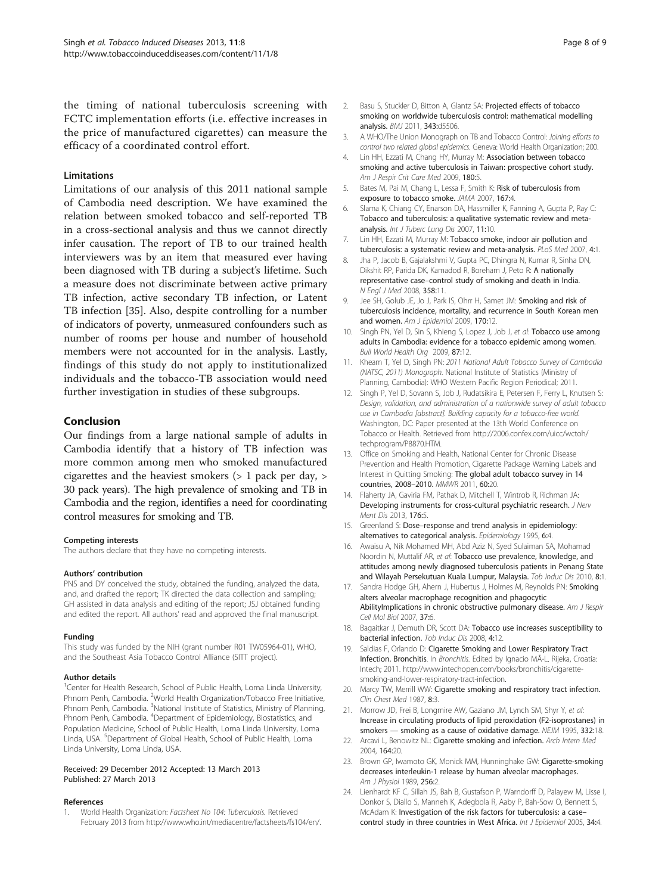the timing of national tuberculosis screening with FCTC implementation efforts (i.e. effective increases in the price of manufactured cigarettes) can measure the efficacy of a coordinated control effort.

### Limitations

Limitations of our analysis of this 2011 national sample of Cambodia need description. We have examined the relation between smoked tobacco and self-reported TB in a cross-sectional analysis and thus we cannot directly infer causation. The report of TB to our trained health interviewers was by an item that measured ever having been diagnosed with TB during a subject's lifetime. Such a measure does not discriminate between active primary TB infection, active secondary TB infection, or Latent TB infection [35]. Also, despite controlling for a number of indicators of poverty, unmeasured confounders such as number of rooms per house and number of household members were not accounted for in the analysis. Lastly, findings of this study do not apply to institutionalized individuals and the tobacco-TB association would need further investigation in studies of these subgroups.

## Conclusion

Our findings from a large national sample of adults in Cambodia identify that a history of TB infection was more common among men who smoked manufactured cigarettes and the heaviest smokers (> 1 pack per day, > 30 pack years). The high prevalence of smoking and TB in Cambodia and the region, identifies a need for coordinating control measures for smoking and TB.

#### Competing interests

The authors declare that they have no competing interests.

#### Authors' contribution

PNS and DY conceived the study, obtained the funding, analyzed the data, and, and drafted the report; TK directed the data collection and sampling; GH assisted in data analysis and editing of the report; JSJ obtained funding and edited the report. All authors' read and approved the final manuscript.

#### Funding

This study was funded by the NIH (grant number R01 TW05964-01), WHO, and the Southeast Asia Tobacco Control Alliance (SITT project).

#### Author details

[1]Center for Health Research, School of Public Health, Loma Linda University, Phnom Penh, Cambodia. [2]World Health Organization/Tobacco Free Initiative, Phnom Penh, Cambodia. [3]National Institute of Statistics, Ministry of Planning, Phnom Penh, Cambodia. [4]Department of Epidemiology, Biostatistics, and Population Medicine, School of Public Health, Loma Linda University, Loma Linda, USA. [5]Department of Global Health, School of Public Health, Loma Linda University, Loma Linda, USA.

Received: 29 December 2012 Accepted: 13 March 2013
Published: 27 March 2013

#### References

1. World Health Organization: *Factsheet No 104: Tuberculosis.* Retrieved February 2013 from http://www.who.int/mediacentre/factsheets/fs104/en/.
2. Basu S, Stuckler D, Bitton A, Glantz SA: **Projected effects of tobacco smoking on worldwide tuberculosis control: mathematical modelling analysis.** *BMJ* 2011, **343:**d5506.
3. A WHO/The Union Monograph on TB and Tobacco Control: *Joining efforts to control two related global epidemics.* Geneva: World Health Organization; 200.
4. Lin HH, Ezzati M, Chang HY, Murray M: **Association between tobacco smoking and active tuberculosis in Taiwan: prospective cohort study.** *Am J Respir Crit Care Med* 2009, **180:**5.
5. Bates M, Pai M, Chang L, Lessa F, Smith K: **Risk of tuberculosis from exposure to tobacco smoke.** *JAMA* 2007, **167:**4.
6. Slama K, Chiang CY, Enarson DA, Hassmiller K, Fanning A, Gupta P, Ray C: **Tobacco and tuberculosis: a qualitative systematic review and meta-analysis.** *Int J Tuberc Lung Dis* 2007, **11:**10.
7. Lin HH, Ezzati M, Murray M: **Tobacco smoke, indoor air pollution and tuberculosis: a systematic review and meta-analysis.** *PLoS Med* 2007, **4:**1.
8. Jha P, Jacob B, Gajalakshmi V, Gupta PC, Dhingra N, Kumar R, Sinha DN, Dikshit RP, Parida DK, Kamadod R, Boreham J, Peto R: **A nationally representative case–control study of smoking and death in India.** *N Engl J Med* 2008, **358:**11.
9. Jee SH, Golub JE, Jo J, Park IS, Ohrr H, Samet JM: **Smoking and risk of tuberculosis incidence, mortality, and recurrence in South Korean men and women.** *Am J Epidemiol* 2009, **170:**12.
10. Singh PN, Yel D, Sin S, Khieng S, Lopez J, Job J, *et al*: **Tobacco use among adults in Cambodia: evidence for a tobacco epidemic among women.** *Bull World Health Org* 2009, **87:**12.
11. Kheam T, Yel D, Singh PN: *2011 National Adult Tobacco Survey of Cambodia (NATSC, 2011) Monograph.* National Institute of Statistics (Ministry of Planning, Cambodia): WHO Western Pacific Region Periodical; 2011.
12. Singh P, Yel D, Sovann S, Job J, Rudatsikira E, Petersen F, Ferry L, Knutsen S: *Design, validation, and administration of a nationwide survey of adult tobacco use in Cambodia [abstract]. Building capacity for a tobacco-free world.* Washington, DC: Paper presented at the 13th World Conference on Tobacco or Health. Retrieved from http://2006.confex.com/uicc/wctoh/techprogram/P8870.HTM.
13. Office on Smoking and Health, National Center for Chronic Disease Prevention and Health Promotion, Cigarette Package Warning Labels and Interest in Quitting Smoking: **The global adult tobacco survey in 14 countries, 2008–2010.** *MMWR* 2011, **60:**20.
14. Flaherty JA, Gaviria FM, Pathak D, Mitchell T, Wintrob R, Richman JA: **Developing instruments for cross-cultural psychiatric research.** *J Nerv Ment Dis* 2013, **176:**5.
15. Greenland S: **Dose–response and trend analysis in epidemiology: alternatives to categorical analysis.** *Epidemiology* 1995, **6:**4.
16. Awaisu A, Nik Mohamed MH, Abd Aziz N, Syed Sulaiman SA, Mohamad Noordin N, Muttalif AR, *et al*: **Tobacco use prevalence, knowledge, and attitudes among newly diagnosed tuberculosis patients in Penang State and Wilayah Persekutuan Kuala Lumpur, Malaysia.** *Tob Induc Dis* 2010, **8:**1.
17. Sandra Hodge GH, Ahern J, Hubertus J, Holmes M, Reynolds PN: **Smoking alters alveolar macrophage recognition and phagocytic AbilityImplications in chronic obstructive pulmonary disease.** *Am J Respir Cell Mol Biol* 2007, **37:**6.
18. Bagaitkar J, Demuth DR, Scott DA: **Tobacco use increases susceptibility to bacterial infection.** *Tob Induc Dis* 2008, **4:**12.
19. Saldias F, Orlando D: **Cigarette Smoking and Lower Respiratory Tract Infection. Bronchitis.** In *Bronchitis.* Edited by Ignacio MÂ-L. Rijeka, Croatia: Intech; 2011. http://www.intechopen.com/books/bronchitis/cigarette-smoking-and-lower-respiratory-tract-infection.
20. Marcy TW, Merrill WW: **Cigarette smoking and respiratory tract infection.** *Clin Chest Med* 1987, **8:**3.
21. Morrow JD, Frei B, Longmire AW, Gaziano JM, Lynch SM, Shyr Y, *et al*: **Increase in circulating products of lipid peroxidation (F2-isoprostanes) in smokers — smoking as a cause of oxidative damage.** *NEJM* 1995, **332:**18.
22. Arcavi L, Benowitz NL: **Cigarette smoking and infection.** *Arch Intern Med* 2004, **164:**20.
23. Brown GP, Iwamoto GK, Monick MM, Hunninghake GW: **Cigarette-smoking decreases interleukin-1 release by human alveolar macrophages.** *Am J Physiol* 1989, **256:**2.
24. Lienhardt KF C, Sillah JS, Bah B, Gustafson P, Warndorff D, Palayew M, Lisse I, Donkor S, Diallo S, Manneh K, Adegbola R, Aaby P, Bah-Sow O, Bennett S, McAdam K: **Investigation of the risk factors for tuberculosis: a case–control study in three countries in West Africa.** *Int J Epidemiol* 2005, **34:**4.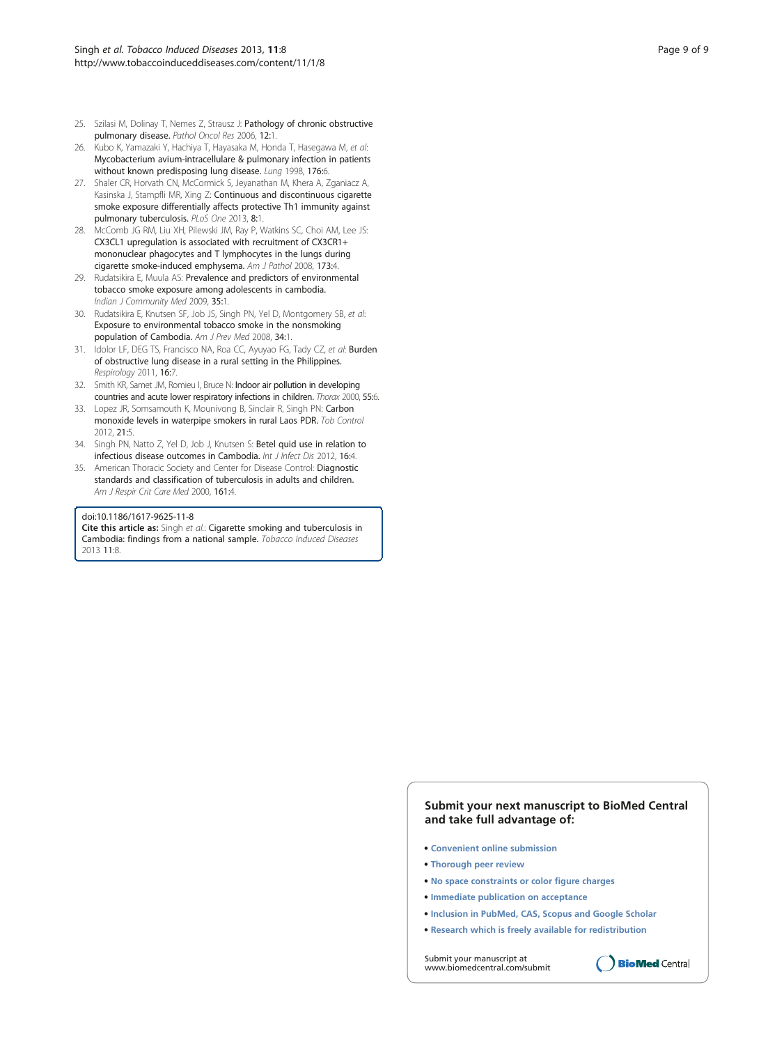25. Szilasi M, Dolinay T, Nemes Z, Strausz J: **Pathology of chronic obstructive pulmonary disease.** *Pathol Oncol Res* 2006, **12**:1.
26. Kubo K, Yamazaki Y, Hachiya T, Hayasaka M, Honda T, Hasegawa M, *et al*: **Mycobacterium avium-intracellulare & pulmonary infection in patients without known predisposing lung disease.** *Lung* 1998, **176**:6.
27. Shaler CR, Horvath CN, McCormick S, Jeyanathan M, Khera A, Zganiacz A, Kasinska J, Stampfli MR, Xing Z: **Continuous and discontinuous cigarette smoke exposure differentially affects protective Th1 immunity against pulmonary tuberculosis.** *PLoS One* 2013, **8**:1.
28. McComb JG RM, Liu XH, Pilewski JM, Ray P, Watkins SC, Choi AM, Lee JS: **CX3CL1 upregulation is associated with recruitment of CX3CR1+ mononuclear phagocytes and T lymphocytes in the lungs during cigarette smoke-induced emphysema.** *Am J Pathol* 2008, **173**:4.
29. Rudatsikira E, Muula AS: **Prevalence and predictors of environmental tobacco smoke exposure among adolescents in cambodia.** *Indian J Community Med* 2009, **35**:1.
30. Rudatsikira E, Knutsen SF, Job JS, Singh PN, Yel D, Montgomery SB, *et al*: **Exposure to environmental tobacco smoke in the nonsmoking population of Cambodia.** *Am J Prev Med* 2008, **34**:1.
31. Idolor LF, DEG TS, Francisco NA, Roa CC, Ayuyao FG, Tady CZ, *et al*: **Burden of obstructive lung disease in a rural setting in the Philippines.** *Respirology* 2011, **16**:7.
32. Smith KR, Samet JM, Romieu I, Bruce N: **Indoor air pollution in developing countries and acute lower respiratory infections in children.** *Thorax* 2000, **55**:6.
33. Lopez JR, Somsamouth K, Mounivong B, Sinclair R, Singh PN: **Carbon monoxide levels in waterpipe smokers in rural Laos PDR.** *Tob Control* 2012, **21**:5.
34. Singh PN, Natto Z, Yel D, Job J, Knutsen S: **Betel quid use in relation to infectious disease outcomes in Cambodia.** *Int J Infect Dis* 2012, **16**:4.
35. American Thoracic Society and Center for Disease Control: **Diagnostic standards and classification of tuberculosis in adults and children.** *Am J Respir Crit Care Med* 2000, **161**:4.

doi:10.1186/1617-9625-11-8
**Cite this article as:** Singh *et al.*: Cigarette smoking and tuberculosis in Cambodia: findings from a national sample. *Tobacco Induced Diseases* 2013 **11**:8.

**Submit your next manuscript to BioMed Central and take full advantage of:**

- Convenient online submission
- Thorough peer review
- No space constraints or color figure charges
- Immediate publication on acceptance
- Inclusion in PubMed, CAS, Scopus and Google Scholar
- Research which is freely available for redistribution

Submit your manuscript at www.biomedcentral.com/submit

BioMed Central